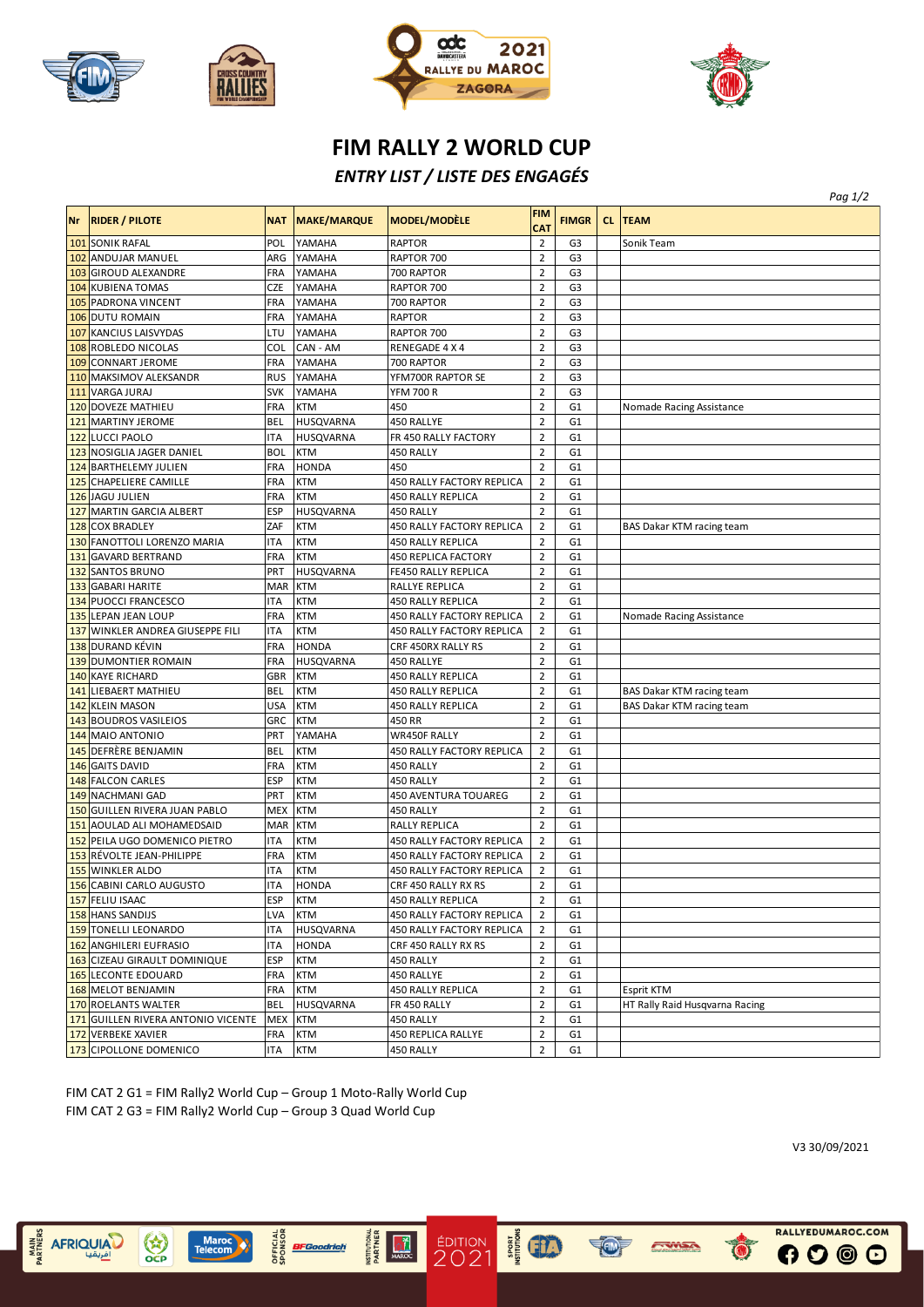# FIM RALLY 2 WORLD CUP

## *ENTRY LIST / LISTE DES ENGAGÉS*

| Nr | RIDER / PILOTE | NAT | MAKE/MARQUE | MODEL/MODÈLE | FIM CAT | FIMGR | CL | TEAM |
|---|---|---|---|---|---|---|---|---|
| 101 | SONIK RAFAL | POL | YAMAHA | RAPTOR | 2 | G3 | | Sonik Team |
| 102 | ANDUJAR MANUEL | ARG | YAMAHA | RAPTOR 700 | 2 | G3 | | |
| 103 | GIROUD ALEXANDRE | FRA | YAMAHA | 700 RAPTOR | 2 | G3 | | |
| 104 | KUBIENA TOMAS | CZE | YAMAHA | RAPTOR 700 | 2 | G3 | | |
| 105 | PADRONA VINCENT | FRA | YAMAHA | 700 RAPTOR | 2 | G3 | | |
| 106 | DUTU ROMAIN | FRA | YAMAHA | RAPTOR | 2 | G3 | | |
| 107 | KANCIUS LAISVYDAS | LTU | YAMAHA | RAPTOR 700 | 2 | G3 | | |
| 108 | ROBLEDO NICOLAS | COL | CAN - AM | RENEGADE 4 X 4 | 2 | G3 | | |
| 109 | CONNART JEROME | FRA | YAMAHA | 700 RAPTOR | 2 | G3 | | |
| 110 | MAKSIMOV ALEKSANDR | RUS | YAMAHA | YFM700R RAPTOR SE | 2 | G3 | | |
| 111 | VARGA JURAJ | SVK | YAMAHA | YFM 700 R | 2 | G3 | | |
| 120 | DOVEZE MATHIEU | FRA | KTM | 450 | 2 | G1 | | Nomade Racing Assistance |
| 121 | MARTINY JEROME | BEL | HUSQVARNA | 450 RALLYE | 2 | G1 | | |
| 122 | LUCCI PAOLO | ITA | HUSQVARNA | FR 450 RALLY FACTORY | 2 | G1 | | |
| 123 | NOSIGLIA JAGER DANIEL | BOL | KTM | 450 RALLY | 2 | G1 | | |
| 124 | BARTHELEMY JULIEN | FRA | HONDA | 450 | 2 | G1 | | |
| 125 | CHAPELIERE CAMILLE | FRA | KTM | 450 RALLY FACTORY REPLICA | 2 | G1 | | |
| 126 | JAGU JULIEN | FRA | KTM | 450 RALLY REPLICA | 2 | G1 | | |
| 127 | MARTIN GARCIA ALBERT | ESP | HUSQVARNA | 450 RALLY | 2 | G1 | | |
| 128 | COX BRADLEY | ZAF | KTM | 450 RALLY FACTORY REPLICA | 2 | G1 | | BAS Dakar KTM racing team |
| 130 | FANOTTOLI LORENZO MARIA | ITA | KTM | 450 RALLY REPLICA | 2 | G1 | | |
| 131 | GAVARD BERTRAND | FRA | KTM | 450 REPLICA FACTORY | 2 | G1 | | |
| 132 | SANTOS BRUNO | PRT | HUSQVARNA | FE450 RALLY REPLICA | 2 | G1 | | |
| 133 | GABARI HARITE | MAR | KTM | RALLYE REPLICA | 2 | G1 | | |
| 134 | PUOCCI FRANCESCO | ITA | KTM | 450 RALLY REPLICA | 2 | G1 | | |
| 135 | LEPAN JEAN LOUP | FRA | KTM | 450 RALLY FACTORY REPLICA | 2 | G1 | | Nomade Racing Assistance |
| 137 | WINKLER ANDREA GIUSEPPE FILI | ITA | KTM | 450 RALLY FACTORY REPLICA | 2 | G1 | | |
| 138 | DURAND KÉVIN | FRA | HONDA | CRF 450RX RALLY RS | 2 | G1 | | |
| 139 | DUMONTIER ROMAIN | FRA | HUSQVARNA | 450 RALLYE | 2 | G1 | | |
| 140 | KAYE RICHARD | GBR | KTM | 450 RALLY REPLICA | 2 | G1 | | |
| 141 | LIEBAERT MATHIEU | BEL | KTM | 450 RALLY REPLICA | 2 | G1 | | BAS Dakar KTM racing team |
| 142 | KLEIN MASON | USA | KTM | 450 RALLY REPLICA | 2 | G1 | | BAS Dakar KTM racing team |
| 143 | BOUDROS VASILEIOS | GRC | KTM | 450 RR | 2 | G1 | | |
| 144 | MAIO ANTONIO | PRT | YAMAHA | WR450F RALLY | 2 | G1 | | |
| 145 | DEFRÈRE BENJAMIN | BEL | KTM | 450 RALLY FACTORY REPLICA | 2 | G1 | | |
| 146 | GAITS DAVID | FRA | KTM | 450 RALLY | 2 | G1 | | |
| 148 | FALCON CARLES | ESP | KTM | 450 RALLY | 2 | G1 | | |
| 149 | NACHMANI GAD | PRT | KTM | 450 AVENTURA TOUAREG | 2 | G1 | | |
| 150 | GUILLEN RIVERA JUAN PABLO | MEX | KTM | 450 RALLY | 2 | G1 | | |
| 151 | AOULAD ALI MOHAMEDSAID | MAR | KTM | RALLY REPLICA | 2 | G1 | | |
| 152 | PEILA UGO DOMENICO PIETRO | ITA | KTM | 450 RALLY FACTORY REPLICA | 2 | G1 | | |
| 153 | RÉVOLTE JEAN-PHILIPPE | FRA | KTM | 450 RALLY FACTORY REPLICA | 2 | G1 | | |
| 155 | WINKLER ALDO | ITA | KTM | 450 RALLY FACTORY REPLICA | 2 | G1 | | |
| 156 | CABINI CARLO AUGUSTO | ITA | HONDA | CRF 450 RALLY RX RS | 2 | G1 | | |
| 157 | FELIU ISAAC | ESP | KTM | 450 RALLY REPLICA | 2 | G1 | | |
| 158 | HANS SANDIJS | LVA | KTM | 450 RALLY FACTORY REPLICA | 2 | G1 | | |
| 159 | TONELLI LEONARDO | ITA | HUSQVARNA | 450 RALLY FACTORY REPLICA | 2 | G1 | | |
| 162 | ANGHILERI EUFRASIO | ITA | HONDA | CRF 450 RALLY RX RS | 2 | G1 | | |
| 163 | CIZEAU GIRAULT DOMINIQUE | ESP | KTM | 450 RALLY | 2 | G1 | | |
| 165 | LECONTE EDOUARD | FRA | KTM | 450 RALLYE | 2 | G1 | | |
| 168 | MELOT BENJAMIN | FRA | KTM | 450 RALLY REPLICA | 2 | G1 | | Esprit KTM |
| 170 | ROELANTS WALTER | BEL | HUSQVARNA | FR 450 RALLY | 2 | G1 | | HT Rally Raid Husqvarna Racing |
| 171 | GUILLEN RIVERA ANTONIO VICENTE | MEX | KTM | 450 RALLY | 2 | G1 | | |
| 172 | VERBEKE XAVIER | FRA | KTM | 450 REPLICA RALLYE | 2 | G1 | | |
| 173 | CIPOLLONE DOMENICO | ITA | KTM | 450 RALLY | 2 | G1 | | |

FIM CAT 2 G1 = FIM Rally2 World Cup – Group 1 Moto-Rally World Cup

FIM CAT 2 G3 = FIM Rally2 World Cup – Group 3 Quad World Cup

V3 30/09/2021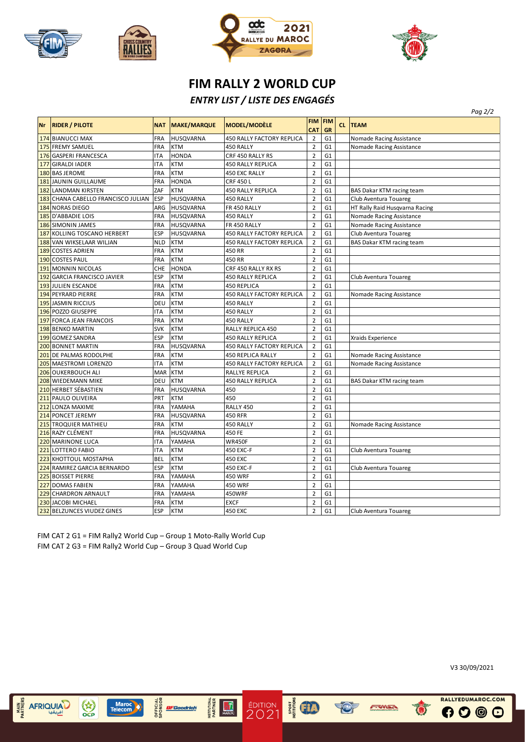# FIM RALLY 2 WORLD CUP

## *ENTRY LIST / LISTE DES ENGAGÉS*

| Nr | RIDER / PILOTE | NAT | MAKE/MARQUE | MODEL/MODÈLE | FIM CAT | FIM GR | CL | TEAM |
|---|---|---|---|---|---|---|---|---|
| 174 | BIANUCCI MAX | FRA | HUSQVARNA | 450 RALLY FACTORY REPLICA | 2 | G1 | | Nomade Racing Assistance |
| 175 | FREMY SAMUEL | FRA | KTM | 450 RALLY | 2 | G1 | | Nomade Racing Assistance |
| 176 | GASPERI FRANCESCA | ITA | HONDA | CRF 450 RALLY RS | 2 | G1 | | |
| 177 | GIRALDI IADER | ITA | KTM | 450 RALLY REPLICA | 2 | G1 | | |
| 180 | BAS JEROME | FRA | KTM | 450 EXC RALLY | 2 | G1 | | |
| 181 | JAUNIN GUILLAUME | FRA | HONDA | CRF 450 L | 2 | G1 | | |
| 182 | LANDMAN KIRSTEN | ZAF | KTM | 450 RALLY REPLICA | 2 | G1 | | BAS Dakar KTM racing team |
| 183 | CHANA CABELLO FRANCISCO JULIAN | ESP | HUSQVARNA | 450 RALLY | 2 | G1 | | Club Aventura Touareg |
| 184 | NORAS DIEGO | ARG | HUSQVARNA | FR 450 RALLY | 2 | G1 | | HT Rally Raid Husqvarna Racing |
| 185 | D'ABBADIE LOIS | FRA | HUSQVARNA | 450 RALLY | 2 | G1 | | Nomade Racing Assistance |
| 186 | SIMONIN JAMES | FRA | HUSQVARNA | FR 450 RALLY | 2 | G1 | | Nomade Racing Assistance |
| 187 | KOLLING TOSCANO HERBERT | ESP | HUSQVARNA | 450 RALLY FACTORY REPLICA | 2 | G1 | | Club Aventura Touareg |
| 188 | VAN WIKSELAAR WILJAN | NLD | KTM | 450 RALLY FACTORY REPLICA | 2 | G1 | | BAS Dakar KTM racing team |
| 189 | COSTES ADRIEN | FRA | KTM | 450 RR | 2 | G1 | | |
| 190 | COSTES PAUL | FRA | KTM | 450 RR | 2 | G1 | | |
| 191 | MONNIN NICOLAS | CHE | HONDA | CRF 450 RALLY RX RS | 2 | G1 | | |
| 192 | GARCIA FRANCISCO JAVIER | ESP | KTM | 450 RALLY REPLICA | 2 | G1 | | Club Aventura Touareg |
| 193 | JULIEN ESCANDE | FRA | KTM | 450 REPLICA | 2 | G1 | | |
| 194 | PEYRARD PIERRE | FRA | KTM | 450 RALLY FACTORY REPLICA | 2 | G1 | | Nomade Racing Assistance |
| 195 | JASMIN RICCIUS | DEU | KTM | 450 RALLY | 2 | G1 | | |
| 196 | POZZO GIUSEPPE | ITA | KTM | 450 RALLY | 2 | G1 | | |
| 197 | FORCA JEAN FRANCOIS | FRA | KTM | 450 RALLY | 2 | G1 | | |
| 198 | BENKO MARTIN | SVK | KTM | RALLY REPLICA 450 | 2 | G1 | | |
| 199 | GOMEZ SANDRA | ESP | KTM | 450 RALLY REPLICA | 2 | G1 | | Xraids Experience |
| 200 | BONNET MARTIN | FRA | HUSQVARNA | 450 RALLY FACTORY REPLICA | 2 | G1 | | |
| 201 | DE PALMAS RODOLPHE | FRA | KTM | 450 REPLICA RALLY | 2 | G1 | | Nomade Racing Assistance |
| 205 | MAESTROMI LORENZO | ITA | KTM | 450 RALLY FACTORY REPLICA | 2 | G1 | | Nomade Racing Assistance |
| 206 | OUKERBOUCH ALI | MAR | KTM | RALLYE REPLICA | 2 | G1 | | |
| 208 | WIEDEMANN MIKE | DEU | KTM | 450 RALLY REPLICA | 2 | G1 | | BAS Dakar KTM racing team |
| 210 | HERBET SÉBASTIEN | FRA | HUSQVARNA | 450 | 2 | G1 | | |
| 211 | PAULO OLIVEIRA | PRT | KTM | 450 | 2 | G1 | | |
| 212 | LONZA MAXIME | FRA | YAMAHA | RALLY 450 | 2 | G1 | | |
| 214 | PONCET JEREMY | FRA | HUSQVARNA | 450 RFR | 2 | G1 | | |
| 215 | TROQUIER MATHIEU | FRA | KTM | 450 RALLY | 2 | G1 | | Nomade Racing Assistance |
| 216 | RAZY CLÉMENT | FRA | HUSQVARNA | 450 FE | 2 | G1 | | |
| 220 | MARINONE LUCA | ITA | YAMAHA | WR450F | 2 | G1 | | |
| 221 | LOTTERO FABIO | ITA | KTM | 450 EXC-F | 2 | G1 | | Club Aventura Touareg |
| 223 | KHOTTOUL MOSTAPHA | BEL | KTM | 450 EXC | 2 | G1 | | |
| 224 | RAMIREZ GARCIA BERNARDO | ESP | KTM | 450 EXC-F | 2 | G1 | | Club Aventura Touareg |
| 225 | BOISSET PIERRE | FRA | YAMAHA | 450 WRF | 2 | G1 | | |
| 227 | DOMAS FABIEN | FRA | YAMAHA | 450 WRF | 2 | G1 | | |
| 229 | CHARDRON ARNAULT | FRA | YAMAHA | 450WRF | 2 | G1 | | |
| 230 | JACOBI MICHAEL | FRA | KTM | EXCF | 2 | G1 | | |
| 232 | BELZUNCES VIUDEZ GINES | ESP | KTM | 450 EXC | 2 | G1 | | Club Aventura Touareg |

FIM CAT 2 G1 = FIM Rally2 World Cup – Group 1 Moto-Rally World Cup
FIM CAT 2 G3 = FIM Rally2 World Cup – Group 3 Quad World Cup

V3 30/09/2021